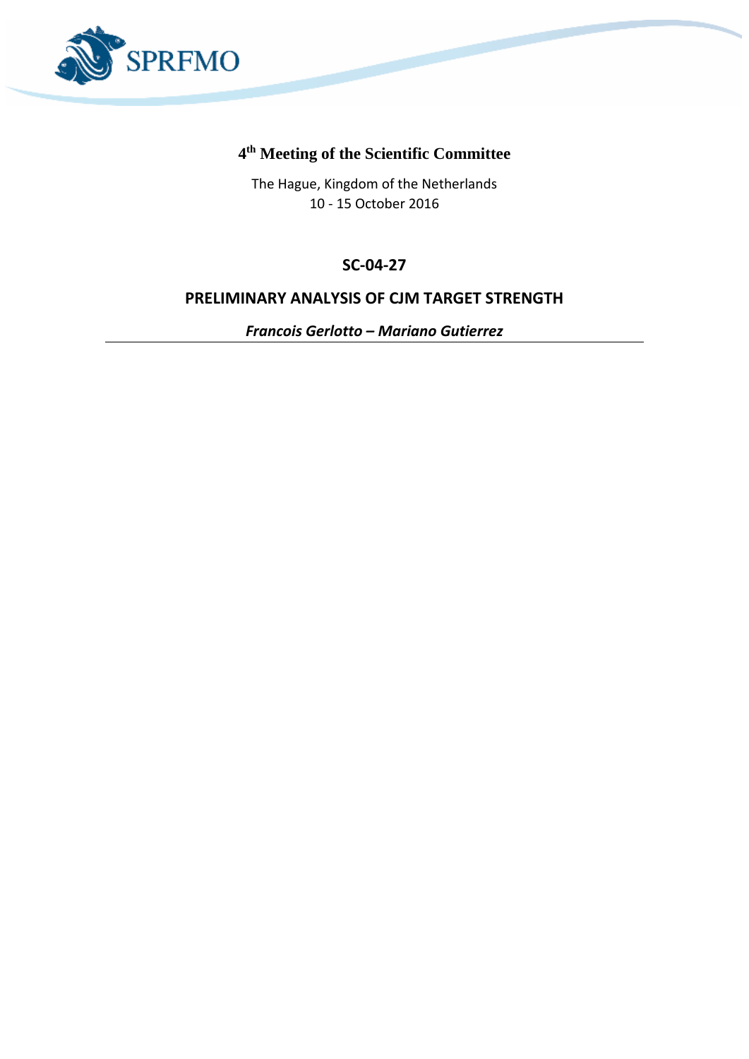# 4th Meeting of the Scientific Committee

The Hague, Kingdom of the Netherlands
10 - 15 October 2016

## SC-04-27

## PRELIMINARY ANALYSIS OF CJM TARGET STRENGTH

***Francois Gerlotto – Mariano Gutierrez***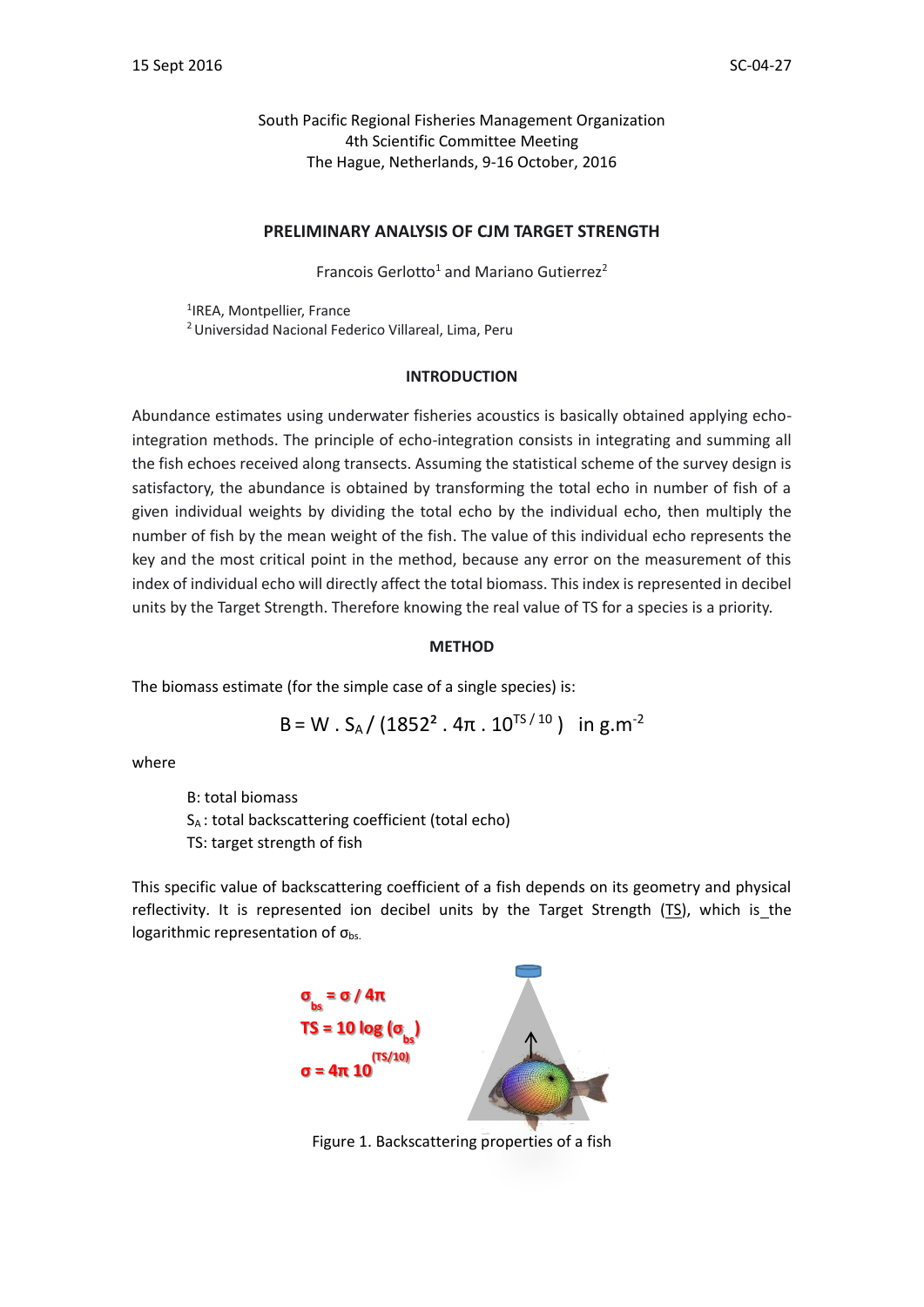South Pacific Regional Fisheries Management Organization
4th Scientific Committee Meeting
The Hague, Netherlands, 9-16 October, 2016

## PRELIMINARY ANALYSIS OF CJM TARGET STRENGTH

Francois Gerlotto[1] and Mariano Gutierrez[2]

[1]IREA, Montpellier, France
[2]Universidad Nacional Federico Villareal, Lima, Peru

### INTRODUCTION

Abundance estimates using underwater fisheries acoustics is basically obtained applying echo-integration methods. The principle of echo-integration consists in integrating and summing all the fish echoes received along transects. Assuming the statistical scheme of the survey design is satisfactory, the abundance is obtained by transforming the total echo in number of fish of a given individual weights by dividing the total echo by the individual echo, then multiply the number of fish by the mean weight of the fish. The value of this individual echo represents the key and the most critical point in the method, because any error on the measurement of this index of individual echo will directly affect the total biomass. This index is represented in decibel units by the Target Strength. Therefore knowing the real value of TS for a species is a priority.

### METHOD

The biomass estimate (for the simple case of a single species) is:

$$B = W \cdot S_A / (1852^2 \cdot 4\pi \cdot 10^{TS/10}) \quad \text{in g.m}^{-2}$$

where

- B: total biomass
- $S_A$ : total backscattering coefficient (total echo)
- TS: target strength of fish

This specific value of backscattering coefficient of a fish depends on its geometry and physical reflectivity. It is represented ion decibel units by the Target Strength (TS), which is the logarithmic representation of $\sigma_{bs}$.

$$\sigma_{bs} = \sigma / 4\pi$$

$$TS = 10 \log (\sigma_{bs})$$

$$\sigma = 4\pi\, 10^{(TS/10)}$$

Figure 1. Backscattering properties of a fish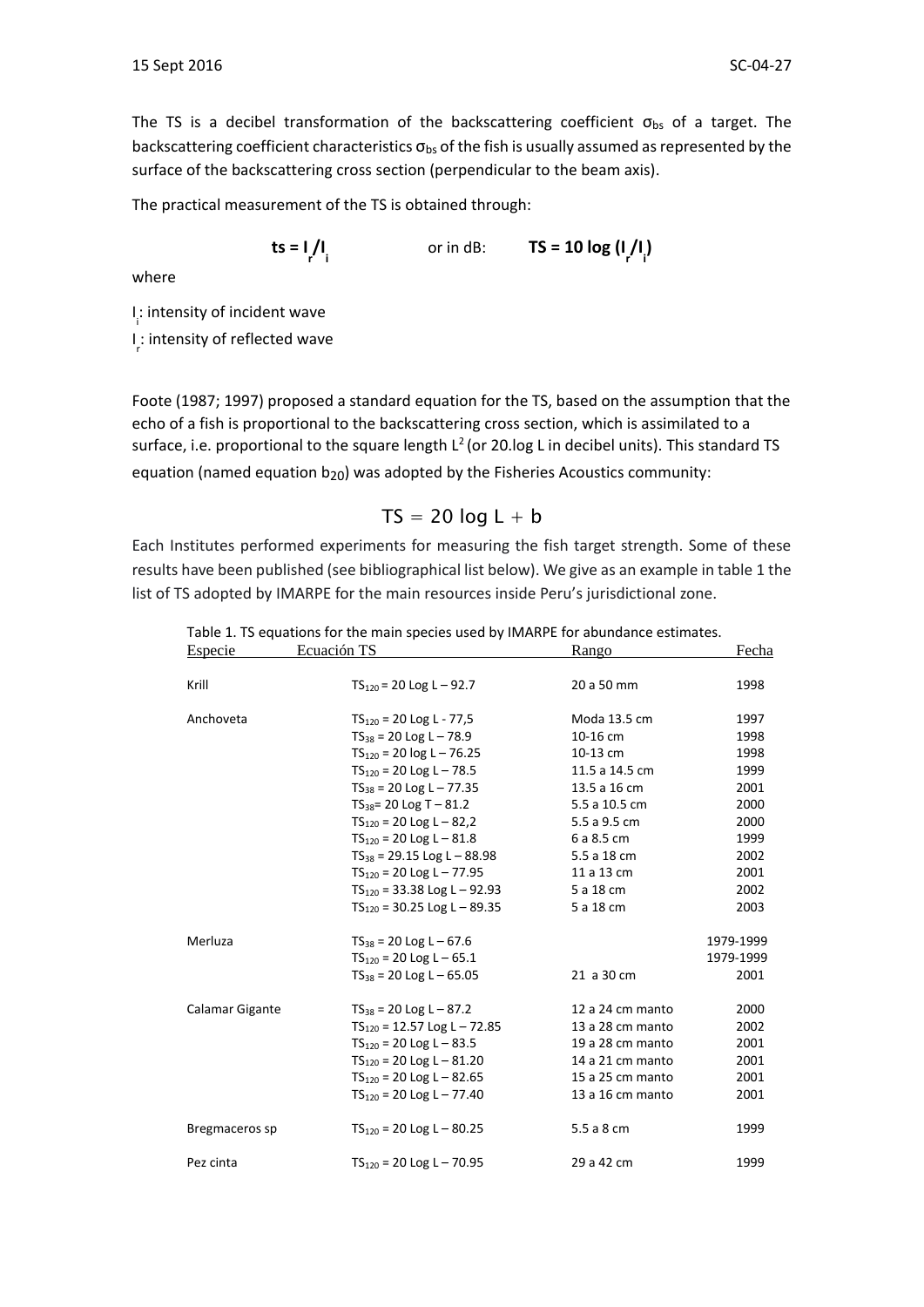The TS is a decibel transformation of the backscattering coefficient $\sigma_{bs}$ of a target. The backscattering coefficient characteristics $\sigma_{bs}$ of the fish is usually assumed as represented by the surface of the backscattering cross section (perpendicular to the beam axis).

The practical measurement of the TS is obtained through:

$$\mathbf{ts = I_r/I_i} \qquad \text{or in dB:} \qquad \mathbf{TS = 10 \log (I_r/I_i)}$$

where

$I_i$: intensity of incident wave

$I_r$: intensity of reflected wave

Foote (1987; 1997) proposed a standard equation for the TS, based on the assumption that the echo of a fish is proportional to the backscattering cross section, which is assimilated to a surface, i.e. proportional to the square length $L^2$ (or 20.log L in decibel units). This standard TS equation (named equation $b_{20}$) was adopted by the Fisheries Acoustics community:

$$TS = 20 \log L + b$$

Each Institutes performed experiments for measuring the fish target strength. Some of these results have been published (see bibliographical list below). We give as an example in table 1 the list of TS adopted by IMARPE for the main resources inside Peru's jurisdictional zone.

Table 1. TS equations for the main species used by IMARPE for abundance estimates.

| Especie | Ecuación TS | Rango | Fecha |
|---|---|---|---|
| Krill | $TS_{120}$ = 20 Log L – 92.7 | 20 a 50 mm | 1998 |
| Anchoveta | $TS_{120}$ = 20 Log L - 77,5 | Moda 13.5 cm | 1997 |
| | $TS_{38}$ = 20 Log L – 78.9 | 10-16 cm | 1998 |
| | $TS_{120}$ = 20 log L – 76.25 | 10-13 cm | 1998 |
| | $TS_{120}$ = 20 Log L – 78.5 | 11.5 a 14.5 cm | 1999 |
| | $TS_{38}$ = 20 Log L – 77.35 | 13.5 a 16 cm | 2001 |
| | $TS_{38}$= 20 Log T – 81.2 | 5.5 a 10.5 cm | 2000 |
| | $TS_{120}$ = 20 Log L – 82,2 | 5.5 a 9.5 cm | 2000 |
| | $TS_{120}$ = 20 Log L – 81.8 | 6 a 8.5 cm | 1999 |
| | $TS_{38}$ = 29.15 Log L – 88.98 | 5.5 a 18 cm | 2002 |
| | $TS_{120}$ = 20 Log L – 77.95 | 11 a 13 cm | 2001 |
| | $TS_{120}$ = 33.38 Log L – 92.93 | 5 a 18 cm | 2002 |
| | $TS_{120}$ = 30.25 Log L – 89.35 | 5 a 18 cm | 2003 |
| Merluza | $TS_{38}$ = 20 Log L – 67.6 | | 1979-1999 |
| | $TS_{120}$ = 20 Log L – 65.1 | | 1979-1999 |
| | $TS_{38}$ = 20 Log L – 65.05 | 21 a 30 cm | 2001 |
| Calamar Gigante | $TS_{38}$ = 20 Log L – 87.2 | 12 a 24 cm manto | 2000 |
| | $TS_{120}$ = 12.57 Log L – 72.85 | 13 a 28 cm manto | 2002 |
| | $TS_{120}$ = 20 Log L – 83.5 | 19 a 28 cm manto | 2001 |
| | $TS_{120}$ = 20 Log L – 81.20 | 14 a 21 cm manto | 2001 |
| | $TS_{120}$ = 20 Log L – 82.65 | 15 a 25 cm manto | 2001 |
| | $TS_{120}$ = 20 Log L – 77.40 | 13 a 16 cm manto | 2001 |
| Bregmaceros sp | $TS_{120}$ = 20 Log L – 80.25 | 5.5 a 8 cm | 1999 |
| Pez cinta | $TS_{120}$ = 20 Log L – 70.95 | 29 a 42 cm | 1999 |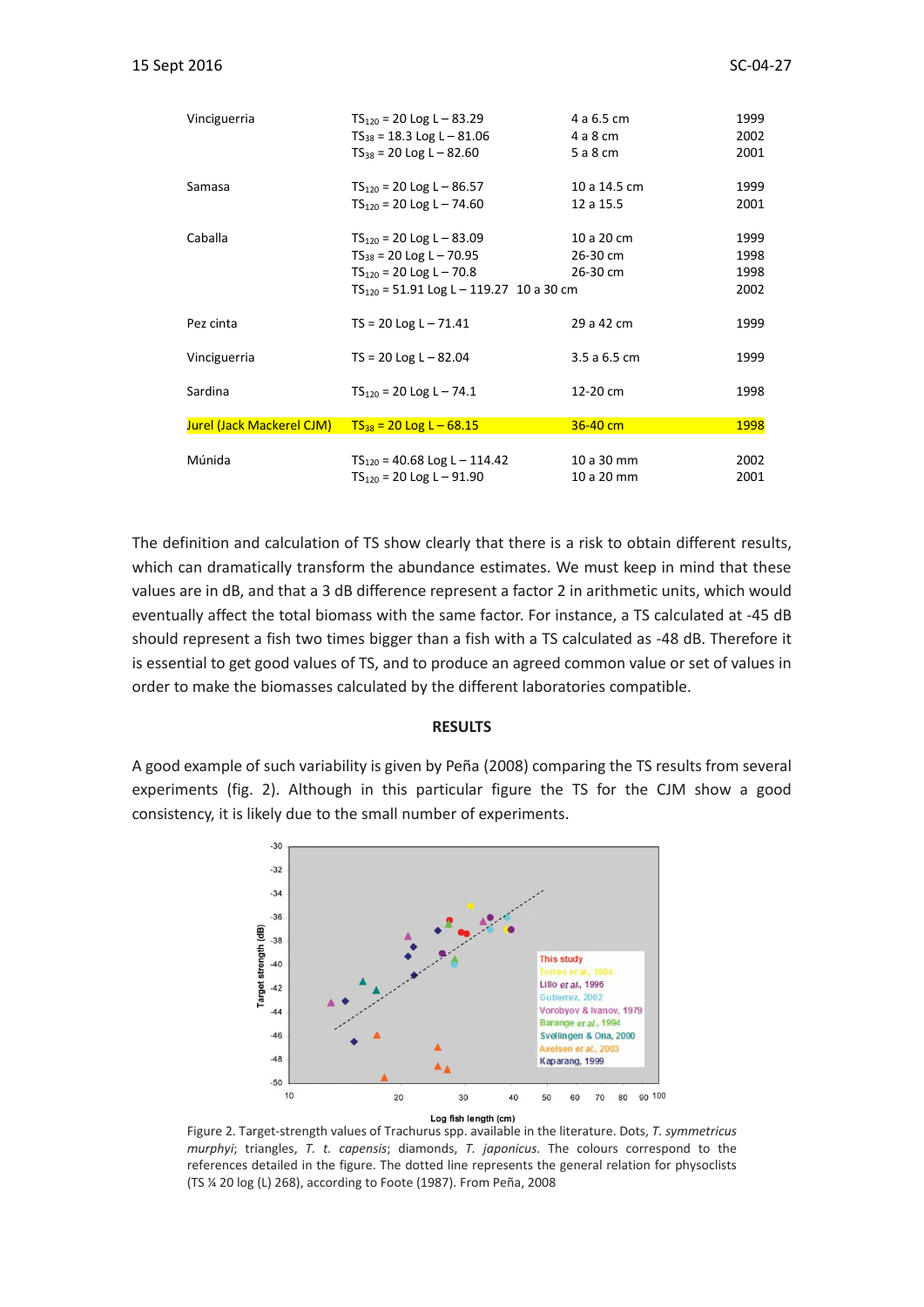| | | | |
|---|---|---|---|
| Vinciguerria | $TS_{120}$ = 20 Log L – 83.29 | 4 a 6.5 cm | 1999 |
| | $TS_{38}$ = 18.3 Log L – 81.06 | 4 a 8 cm | 2002 |
| | $TS_{38}$ = 20 Log L – 82.60 | 5 a 8 cm | 2001 |
| Samasa | $TS_{120}$ = 20 Log L – 86.57 | 10 a 14.5 cm | 1999 |
| | $TS_{120}$ = 20 Log L – 74.60 | 12 a 15.5 | 2001 |
| Caballa | $TS_{120}$ = 20 Log L – 83.09 | 10 a 20 cm | 1999 |
| | $TS_{38}$ = 20 Log L – 70.95 | 26-30 cm | 1998 |
| | $TS_{120}$ = 20 Log L – 70.8 | 26-30 cm | 1998 |
| | $TS_{120}$ = 51.91 Log L – 119.27 | 10 a 30 cm | 2002 |
| Pez cinta | TS = 20 Log L – 71.41 | 29 a 42 cm | 1999 |
| Vinciguerria | TS = 20 Log L – 82.04 | 3.5 a 6.5 cm | 1999 |
| Sardina | $TS_{120}$ = 20 Log L – 74.1 | 12-20 cm | 1998 |
| Jurel (Jack Mackerel CJM) | $TS_{38}$ = 20 Log L – 68.15 | 36-40 cm | 1998 |
| Múnida | $TS_{120}$ = 40.68 Log L – 114.42 | 10 a 30 mm | 2002 |
| | $TS_{120}$ = 20 Log L – 91.90 | 10 a 20 mm | 2001 |

The definition and calculation of TS show clearly that there is a risk to obtain different results, which can dramatically transform the abundance estimates. We must keep in mind that these values are in dB, and that a 3 dB difference represent a factor 2 in arithmetic units, which would eventually affect the total biomass with the same factor. For instance, a TS calculated at -45 dB should represent a fish two times bigger than a fish with a TS calculated as -48 dB. Therefore it is essential to get good values of TS, and to produce an agreed common value or set of values in order to make the biomasses calculated by the different laboratories compatible.

## RESULTS

A good example of such variability is given by Peña (2008) comparing the TS results from several experiments (fig. 2). Although in this particular figure the TS for the CJM show a good consistency, it is likely due to the small number of experiments.

Figure 2. Target-strength values of Trachurus spp. available in the literature. Dots, *T. symmetricus murphyi*; triangles, *T. t. capensis*; diamonds, *T. japonicus*. The colours correspond to the references detailed in the figure. The dotted line represents the general relation for physoclists (TS ¼ 20 log (L) 268), according to Foote (1987). From Peña, 2008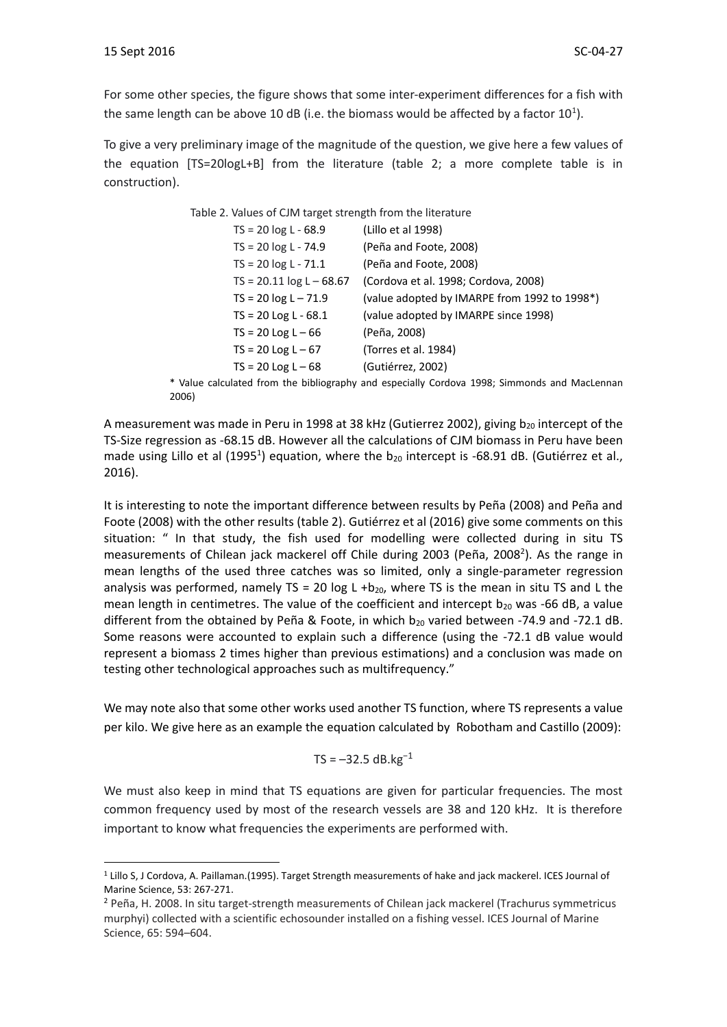For some other species, the figure shows that some inter-experiment differences for a fish with the same length can be above 10 dB (i.e. the biomass would be affected by a factor $10^1$).

To give a very preliminary image of the magnitude of the question, we give here a few values of the equation [TS=20logL+B] from the literature (table 2; a more complete table is in construction).

Table 2. Values of CJM target strength from the literature

| Equation | Source |
|---|---|
| $TS = 20 \log L - 68.9$ | (Lillo et al 1998) |
| $TS = 20 \log L - 74.9$ | (Peña and Foote, 2008) |
| $TS = 20 \log L - 71.1$ | (Peña and Foote, 2008) |
| $TS = 20.11 \log L - 68.67$ | (Cordova et al. 1998; Cordova, 2008) |
| $TS = 20 \log L - 71.9$ | (value adopted by IMARPE from 1992 to 1998*) |
| $TS = 20 \log L - 68.1$ | (value adopted by IMARPE since 1998) |
| $TS = 20 \log L - 66$ | (Peña, 2008) |
| $TS = 20 \log L - 67$ | (Torres et al. 1984) |
| $TS = 20 \log L - 68$ | (Gutiérrez, 2002) |

\* Value calculated from the bibliography and especially Cordova 1998; Simmonds and MacLennan 2006)

A measurement was made in Peru in 1998 at 38 kHz (Gutierrez 2002), giving $b_{20}$ intercept of the TS-Size regression as -68.15 dB. However all the calculations of CJM biomass in Peru have been made using Lillo et al (1995[1]) equation, where the $b_{20}$ intercept is -68.91 dB. (Gutiérrez et al., 2016).

It is interesting to note the important difference between results by Peña (2008) and Peña and Foote (2008) with the other results (table 2). Gutiérrez et al (2016) give some comments on this situation: " In that study, the fish used for modelling were collected during in situ TS measurements of Chilean jack mackerel off Chile during 2003 (Peña, 2008[2]). As the range in mean lengths of the used three catches was so limited, only a single-parameter regression analysis was performed, namely $TS = 20 \log L + b_{20}$, where TS is the mean in situ TS and L the mean length in centimetres. The value of the coefficient and intercept $b_{20}$ was -66 dB, a value different from the obtained by Peña & Foote, in which $b_{20}$ varied between -74.9 and -72.1 dB. Some reasons were accounted to explain such a difference (using the -72.1 dB value would represent a biomass 2 times higher than previous estimations) and a conclusion was made on testing other technological approaches such as multifrequency."

We may note also that some other works used another TS function, where TS represents a value per kilo. We give here as an example the equation calculated by Robotham and Castillo (2009):

$$TS = -32.5 \text{ dB.kg}^{-1}$$

We must also keep in mind that TS equations are given for particular frequencies. The most common frequency used by most of the research vessels are 38 and 120 kHz. It is therefore important to know what frequencies the experiments are performed with.

---

[1] Lillo S, J Cordova, A. Paillaman.(1995). Target Strength measurements of hake and jack mackerel. ICES Journal of Marine Science, 53: 267-271.

[2] Peña, H. 2008. In situ target-strength measurements of Chilean jack mackerel (Trachurus symmetricus murphyi) collected with a scientific echosounder installed on a fishing vessel. ICES Journal of Marine Science, 65: 594–604.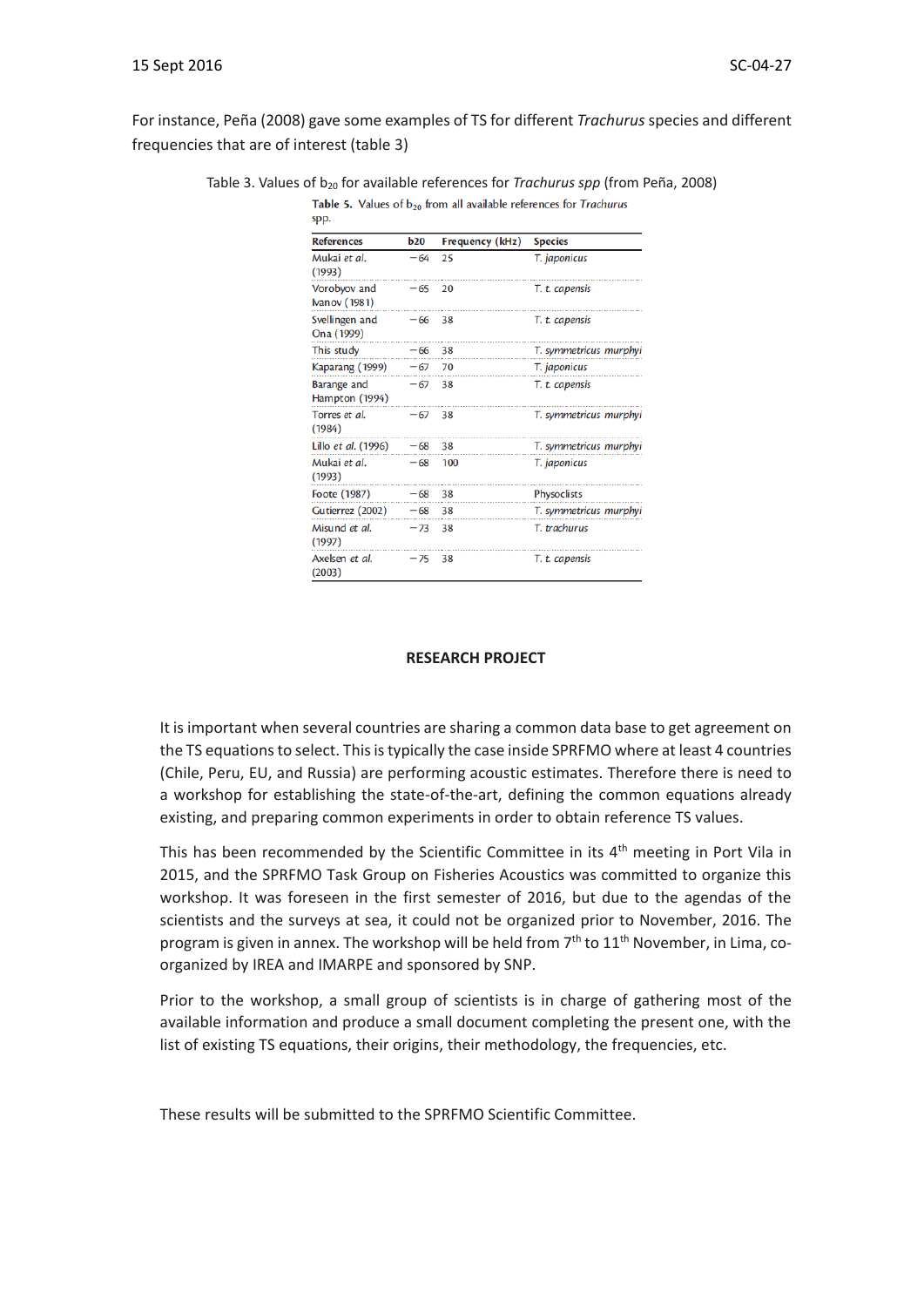For instance, Peña (2008) gave some examples of TS for different *Trachurus* species and different frequencies that are of interest (table 3)

Table 3. Values of $b_{20}$ for available references for *Trachurus spp* (from Peña, 2008)

**Table 5.** Values of $b_{20}$ from all available references for *Trachurus* spp.

| References | b20 | Frequency (kHz) | Species |
|---|---|---|---|
| Mukai *et al.* (1993) | −64 | 25 | *T. japonicus* |
| Vorobyov and Ivanov (1981) | −65 | 20 | *T. t. capensis* |
| Svellingen and Ona (1999) | −66 | 38 | *T. t. capensis* |
| This study | −66 | 38 | *T. symmetricus murphyi* |
| Kaparang (1999) | −67 | 70 | *T. japonicus* |
| Barange and Hampton (1994) | −67 | 38 | *T. t. capensis* |
| Torres *et al.* (1984) | −67 | 38 | *T. symmetricus murphyi* |
| Lillo *et al.* (1996) | −68 | 38 | *T. symmetricus murphyi* |
| Mukai *et al.* (1993) | −68 | 100 | *T. japonicus* |
| Foote (1987) | −68 | 38 | Physoclists |
| Gutierrez (2002) | −68 | 38 | *T. symmetricus murphyi* |
| Misund *et al.* (1997) | −73 | 38 | *T. trachurus* |
| Axelsen *et al.* (2003) | −75 | 38 | *T. t. capensis* |

## RESEARCH PROJECT

It is important when several countries are sharing a common data base to get agreement on the TS equations to select. This is typically the case inside SPRFMO where at least 4 countries (Chile, Peru, EU, and Russia) are performing acoustic estimates. Therefore there is need to a workshop for establishing the state-of-the-art, defining the common equations already existing, and preparing common experiments in order to obtain reference TS values.

This has been recommended by the Scientific Committee in its 4th meeting in Port Vila in 2015, and the SPRFMO Task Group on Fisheries Acoustics was committed to organize this workshop. It was foreseen in the first semester of 2016, but due to the agendas of the scientists and the surveys at sea, it could not be organized prior to November, 2016. The program is given in annex. The workshop will be held from 7th to 11th November, in Lima, co-organized by IREA and IMARPE and sponsored by SNP.

Prior to the workshop, a small group of scientists is in charge of gathering most of the available information and produce a small document completing the present one, with the list of existing TS equations, their origins, their methodology, the frequencies, etc.

These results will be submitted to the SPRFMO Scientific Committee.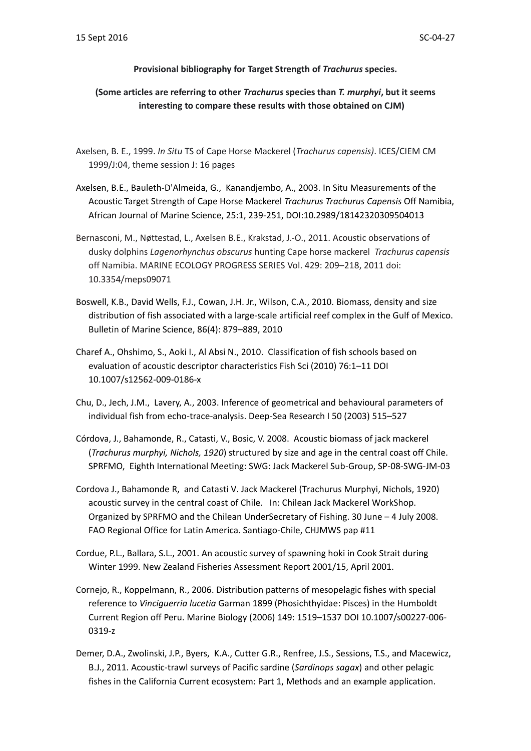**Provisional bibliography for Target Strength of *Trachurus* species.**

**(Some articles are referring to other *Trachurus* species than *T. murphyi*, but it seems interesting to compare these results with those obtained on CJM)**

Axelsen, B. E., 1999. *In Situ* TS of Cape Horse Mackerel (*Trachurus capensis)*. ICES/CIEM CM 1999/J:04, theme session J: 16 pages

Axelsen, B.E., Bauleth-D'Almeida, G., Kanandjembo, A., 2003. In Situ Measurements of the Acoustic Target Strength of Cape Horse Mackerel *Trachurus Trachurus Capensis* Off Namibia, African Journal of Marine Science, 25:1, 239-251, DOI:10.2989/18142320309504013

Bernasconi, M., Nøttestad, L., Axelsen B.E., Krakstad, J.-O., 2011. Acoustic observations of dusky dolphins *Lagenorhynchus obscurus* hunting Cape horse mackerel *Trachurus capensis* off Namibia. MARINE ECOLOGY PROGRESS SERIES Vol. 429: 209–218, 2011 doi: 10.3354/meps09071

Boswell, K.B., David Wells, F.J., Cowan, J.H. Jr., Wilson, C.A., 2010. Biomass, density and size distribution of fish associated with a large-scale artificial reef complex in the Gulf of Mexico. Bulletin of Marine Science, 86(4): 879–889, 2010

Charef A., Ohshimo, S., Aoki I., Al Absi N., 2010. Classification of fish schools based on evaluation of acoustic descriptor characteristics Fish Sci (2010) 76:1–11 DOI 10.1007/s12562-009-0186-x

Chu, D., Jech, J.M., Lavery, A., 2003. Inference of geometrical and behavioural parameters of individual fish from echo-trace-analysis. Deep-Sea Research I 50 (2003) 515–527

Córdova, J., Bahamonde, R., Catasti, V., Bosic, V. 2008. Acoustic biomass of jack mackerel (*Trachurus murphyi, Nichols, 1920*) structured by size and age in the central coast off Chile. SPRFMO, Eighth International Meeting: SWG: Jack Mackerel Sub-Group, SP-08-SWG-JM-03

Cordova J., Bahamonde R, and Catasti V. Jack Mackerel (Trachurus Murphyi, Nichols, 1920) acoustic survey in the central coast of Chile. In: Chilean Jack Mackerel WorkShop. Organized by SPRFMO and the Chilean UnderSecretary of Fishing. 30 June – 4 July 2008. FAO Regional Office for Latin America. Santiago-Chile, CHJMWS pap #11

Cordue, P.L., Ballara, S.L., 2001. An acoustic survey of spawning hoki in Cook Strait during Winter 1999. New Zealand Fisheries Assessment Report 2001/15, April 2001.

Cornejo, R., Koppelmann, R., 2006. Distribution patterns of mesopelagic fishes with special reference to *Vinciguerria lucetia* Garman 1899 (Phosichthyidae: Pisces) in the Humboldt Current Region off Peru. Marine Biology (2006) 149: 1519–1537 DOI 10.1007/s00227-006-0319-z

Demer, D.A., Zwolinski, J.P., Byers, K.A., Cutter G.R., Renfree, J.S., Sessions, T.S., and Macewicz, B.J., 2011. Acoustic-trawl surveys of Pacific sardine (*Sardinops sagax*) and other pelagic fishes in the California Current ecosystem: Part 1, Methods and an example application.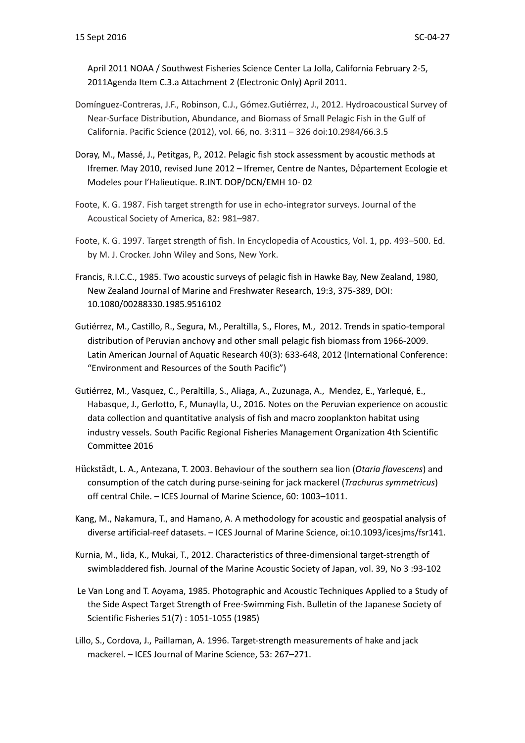April 2011 NOAA / Southwest Fisheries Science Center La Jolla, California February 2-5, 2011Agenda Item C.3.a Attachment 2 (Electronic Only) April 2011.

Domínguez-Contreras, J.F., Robinson, C.J., Gómez.Gutiérrez, J., 2012. Hydroacoustical Survey of Near-Surface Distribution, Abundance, and Biomass of Small Pelagic Fish in the Gulf of California. Pacific Science (2012), vol. 66, no. 3:311 – 326 doi:10.2984/66.3.5

Doray, M., Massé, J., Petitgas, P., 2012. Pelagic fish stock assessment by acoustic methods at Ifremer. May 2010, revised June 2012 – Ifremer, Centre de Nantes, Département Ecologie et Modeles pour l'Halieutique. R.INT. DOP/DCN/EMH 10- 02

Foote, K. G. 1987. Fish target strength for use in echo-integrator surveys. Journal of the Acoustical Society of America, 82: 981–987.

Foote, K. G. 1997. Target strength of fish. In Encyclopedia of Acoustics, Vol. 1, pp. 493–500. Ed. by M. J. Crocker. John Wiley and Sons, New York.

Francis, R.I.C.C., 1985. Two acoustic surveys of pelagic fish in Hawke Bay, New Zealand, 1980, New Zealand Journal of Marine and Freshwater Research, 19:3, 375-389, DOI: 10.1080/00288330.1985.9516102

Gutiérrez, M., Castillo, R., Segura, M., Peraltilla, S., Flores, M., 2012. Trends in spatio-temporal distribution of Peruvian anchovy and other small pelagic fish biomass from 1966-2009. Latin American Journal of Aquatic Research 40(3): 633-648, 2012 (International Conference: "Environment and Resources of the South Pacific")

Gutiérrez, M., Vasquez, C., Peraltilla, S., Aliaga, A., Zuzunaga, A., Mendez, E., Yarlequé, E., Habasque, J., Gerlotto, F., Munaylla, U., 2016. Notes on the Peruvian experience on acoustic data collection and quantitative analysis of fish and macro zooplankton habitat using industry vessels. South Pacific Regional Fisheries Management Organization 4th Scientific Committee 2016

Hückstädt, L. A., Antezana, T. 2003. Behaviour of the southern sea lion (*Otaria flavescens*) and consumption of the catch during purse-seining for jack mackerel (*Trachurus symmetricus*) off central Chile. – ICES Journal of Marine Science, 60: 1003–1011.

Kang, M., Nakamura, T., and Hamano, A. A methodology for acoustic and geospatial analysis of diverse artificial-reef datasets. – ICES Journal of Marine Science, oi:10.1093/icesjms/fsr141.

Kurnia, M., Iida, K., Mukai, T., 2012. Characteristics of three-dimensional target-strength of swimbladdered fish. Journal of the Marine Acoustic Society of Japan, vol. 39, No 3 :93-102

Le Van Long and T. Aoyama, 1985. Photographic and Acoustic Techniques Applied to a Study of the Side Aspect Target Strength of Free-Swimming Fish. Bulletin of the Japanese Society of Scientific Fisheries 51(7) : 1051-1055 (1985)

Lillo, S., Cordova, J., Paillaman, A. 1996. Target-strength measurements of hake and jack mackerel. – ICES Journal of Marine Science, 53: 267–271.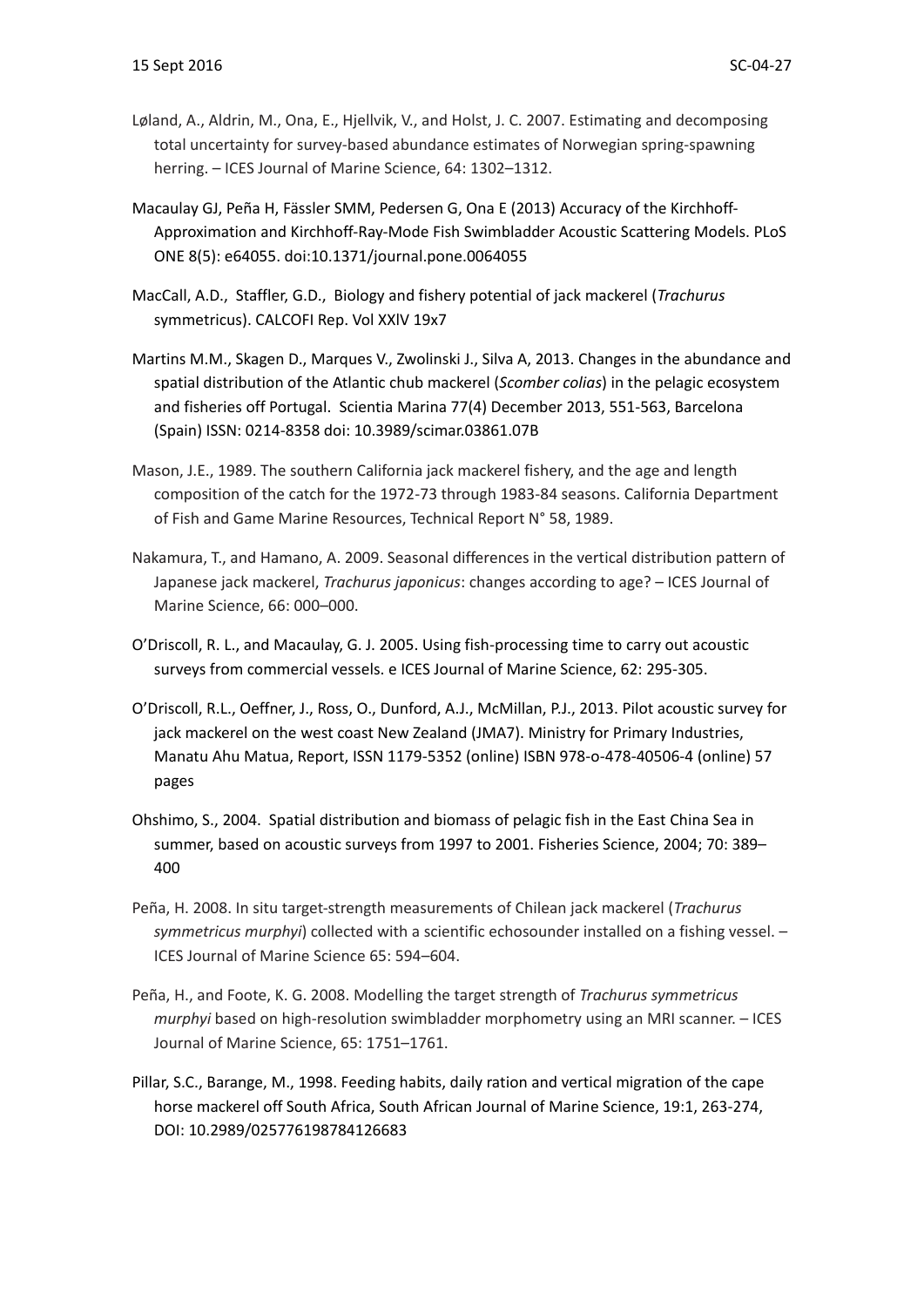Løland, A., Aldrin, M., Ona, E., Hjellvik, V., and Holst, J. C. 2007. Estimating and decomposing total uncertainty for survey-based abundance estimates of Norwegian spring-spawning herring. – ICES Journal of Marine Science, 64: 1302–1312.

Macaulay GJ, Peña H, Fässler SMM, Pedersen G, Ona E (2013) Accuracy of the Kirchhoff-Approximation and Kirchhoff-Ray-Mode Fish Swimbladder Acoustic Scattering Models. PLoS ONE 8(5): e64055. doi:10.1371/journal.pone.0064055

MacCall, A.D., Staffler, G.D., Biology and fishery potential of jack mackerel (*Trachurus* symmetricus). CALCOFI Rep. Vol XXlV 19x7

Martins M.M., Skagen D., Marques V., Zwolinski J., Silva A, 2013. Changes in the abundance and spatial distribution of the Atlantic chub mackerel (*Scomber colias*) in the pelagic ecosystem and fisheries off Portugal. Scientia Marina 77(4) December 2013, 551-563, Barcelona (Spain) ISSN: 0214-8358 doi: 10.3989/scimar.03861.07B

Mason, J.E., 1989. The southern California jack mackerel fishery, and the age and length composition of the catch for the 1972-73 through 1983-84 seasons. California Department of Fish and Game Marine Resources, Technical Report N° 58, 1989.

Nakamura, T., and Hamano, A. 2009. Seasonal differences in the vertical distribution pattern of Japanese jack mackerel, *Trachurus japonicus*: changes according to age? – ICES Journal of Marine Science, 66: 000–000.

O'Driscoll, R. L., and Macaulay, G. J. 2005. Using fish-processing time to carry out acoustic surveys from commercial vessels. e ICES Journal of Marine Science, 62: 295-305.

O'Driscoll, R.L., Oeffner, J., Ross, O., Dunford, A.J., McMillan, P.J., 2013. Pilot acoustic survey for jack mackerel on the west coast New Zealand (JMA7). Ministry for Primary Industries, Manatu Ahu Matua, Report, ISSN 1179-5352 (online) ISBN 978-o-478-40506-4 (online) 57 pages

Ohshimo, S., 2004. Spatial distribution and biomass of pelagic fish in the East China Sea in summer, based on acoustic surveys from 1997 to 2001. Fisheries Science, 2004; 70: 389–400

Peña, H. 2008. In situ target-strength measurements of Chilean jack mackerel (*Trachurus symmetricus murphyi*) collected with a scientific echosounder installed on a fishing vessel. – ICES Journal of Marine Science 65: 594–604.

Peña, H., and Foote, K. G. 2008. Modelling the target strength of *Trachurus symmetricus murphyi* based on high-resolution swimbladder morphometry using an MRI scanner. – ICES Journal of Marine Science, 65: 1751–1761.

Pillar, S.C., Barange, M., 1998. Feeding habits, daily ration and vertical migration of the cape horse mackerel off South Africa, South African Journal of Marine Science, 19:1, 263-274, DOI: 10.2989/025776198784126683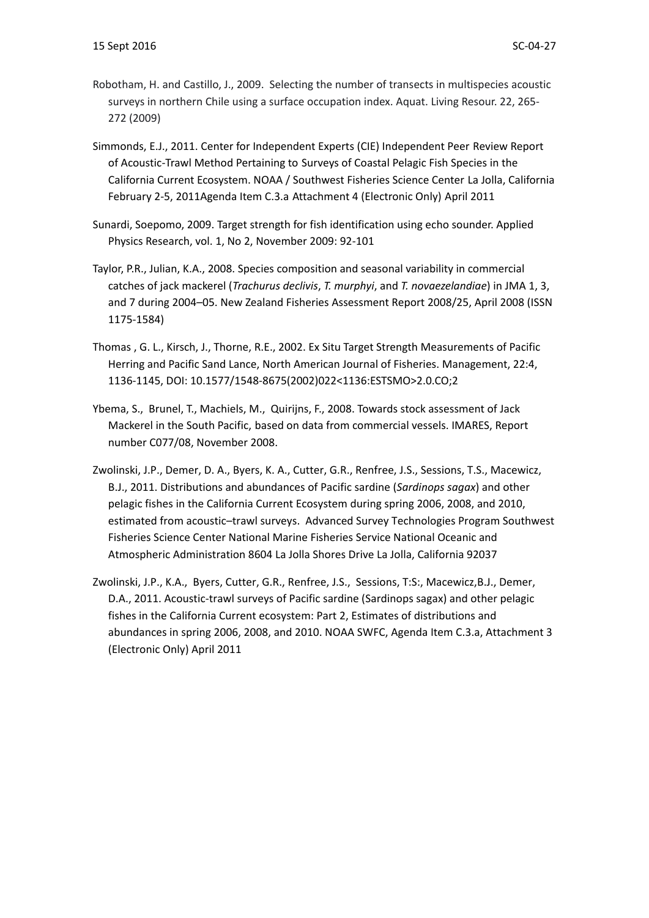Robotham, H. and Castillo, J., 2009. Selecting the number of transects in multispecies acoustic surveys in northern Chile using a surface occupation index. Aquat. Living Resour. 22, 265-272 (2009)

Simmonds, E.J., 2011. Center for Independent Experts (CIE) Independent Peer Review Report of Acoustic-Trawl Method Pertaining to Surveys of Coastal Pelagic Fish Species in the California Current Ecosystem. NOAA / Southwest Fisheries Science Center La Jolla, California February 2-5, 2011Agenda Item C.3.a Attachment 4 (Electronic Only) April 2011

Sunardi, Soepomo, 2009. Target strength for fish identification using echo sounder. Applied Physics Research, vol. 1, No 2, November 2009: 92-101

Taylor, P.R., Julian, K.A., 2008. Species composition and seasonal variability in commercial catches of jack mackerel (*Trachurus declivis*, *T. murphyi*, and *T. novaezelandiae*) in JMA 1, 3, and 7 during 2004–05. New Zealand Fisheries Assessment Report 2008/25, April 2008 (ISSN 1175-1584)

Thomas , G. L., Kirsch, J., Thorne, R.E., 2002. Ex Situ Target Strength Measurements of Pacific Herring and Pacific Sand Lance, North American Journal of Fisheries. Management, 22:4, 1136-1145, DOI: 10.1577/1548-8675(2002)022<1136:ESTSMO>2.0.CO;2

Ybema, S., Brunel, T., Machiels, M., Quirijns, F., 2008. Towards stock assessment of Jack Mackerel in the South Pacific, based on data from commercial vessels. IMARES, Report number C077/08, November 2008.

Zwolinski, J.P., Demer, D. A., Byers, K. A., Cutter, G.R., Renfree, J.S., Sessions, T.S., Macewicz, B.J., 2011. Distributions and abundances of Pacific sardine (*Sardinops sagax*) and other pelagic fishes in the California Current Ecosystem during spring 2006, 2008, and 2010, estimated from acoustic–trawl surveys. Advanced Survey Technologies Program Southwest Fisheries Science Center National Marine Fisheries Service National Oceanic and Atmospheric Administration 8604 La Jolla Shores Drive La Jolla, California 92037

Zwolinski, J.P., K.A., Byers, Cutter, G.R., Renfree, J.S., Sessions, T:S:, Macewicz,B.J., Demer, D.A., 2011. Acoustic-trawl surveys of Pacific sardine (Sardinops sagax) and other pelagic fishes in the California Current ecosystem: Part 2, Estimates of distributions and abundances in spring 2006, 2008, and 2010. NOAA SWFC, Agenda Item C.3.a, Attachment 3 (Electronic Only) April 2011